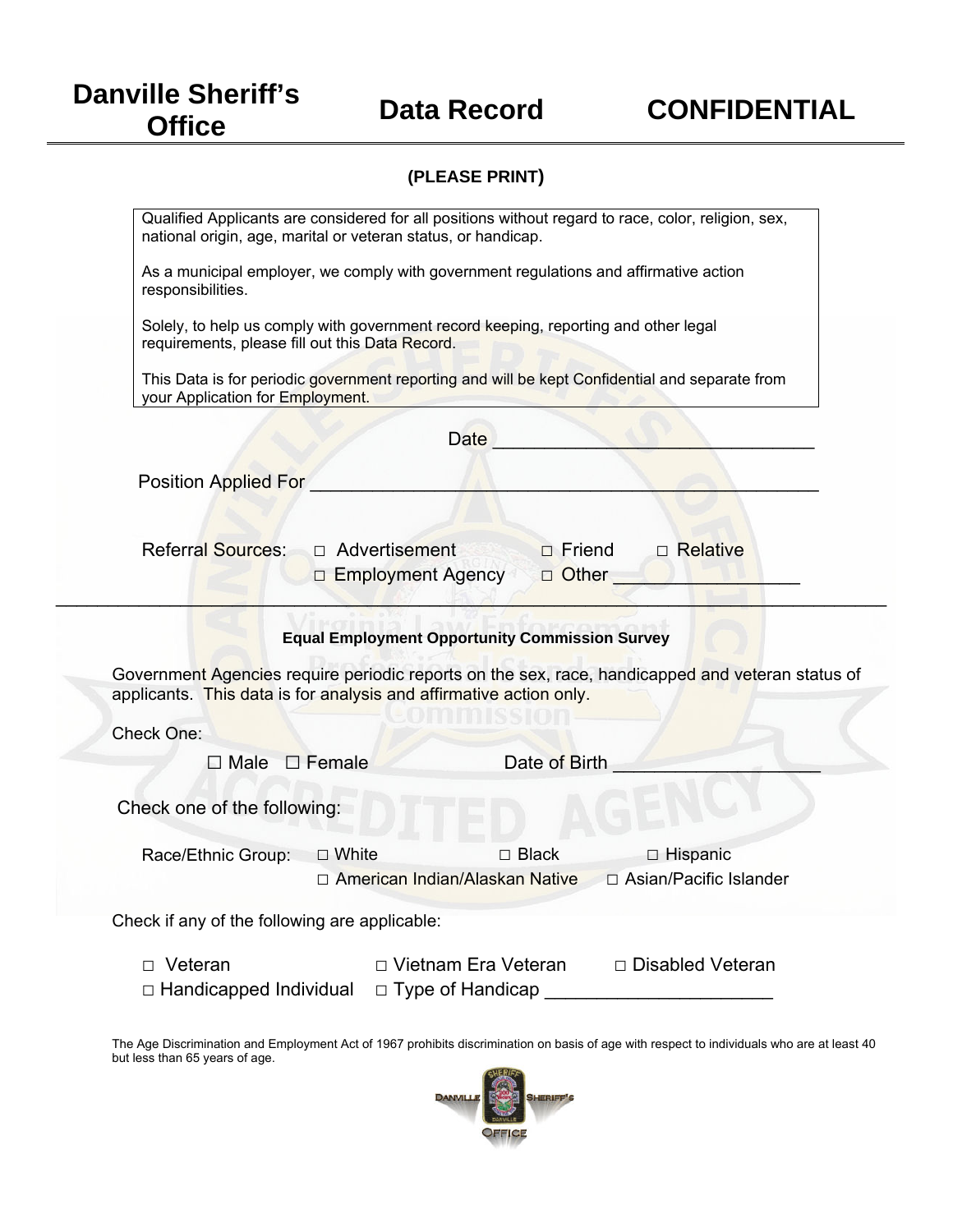# Danville Sheriff's Office — Data Record — CONFIDENTIAL

**(PLEASE PRINT)**

Qualified Applicants are considered for all positions without regard to race, color, religion, sex, national origin, age, marital or veteran status, or handicap.

As a municipal employer, we comply with government regulations and affirmative action responsibilities.

Solely, to help us comply with government record keeping, reporting and other legal requirements, please fill out this Data Record.

This Data is for periodic government reporting and will be kept Confidential and separate from your Application for Employment.

Date ______________________________

Position Applied For ________________________________________________

Referral Sources: □ Advertisement □ Friend □ Relative
□ Employment Agency □ Other _________________

---

**Equal Employment Opportunity Commission Survey**

Government Agencies require periodic reports on the sex, race, handicapped and veteran status of applicants. This data is for analysis and affirmative action only.

Check One:

☐ Male ☐ Female Date of Birth ____________________

Check one of the following:

Race/Ethnic Group: □ White □ Black □ Hispanic
□ American Indian/Alaskan Native □ Asian/Pacific Islander

Check if any of the following are applicable:

□ Veteran □ Vietnam Era Veteran □ Disabled Veteran
□ Handicapped Individual □ Type of Handicap _____________________

The Age Discrimination and Employment Act of 1967 prohibits discrimination on basis of age with respect to individuals who are at least 40 but less than 65 years of age.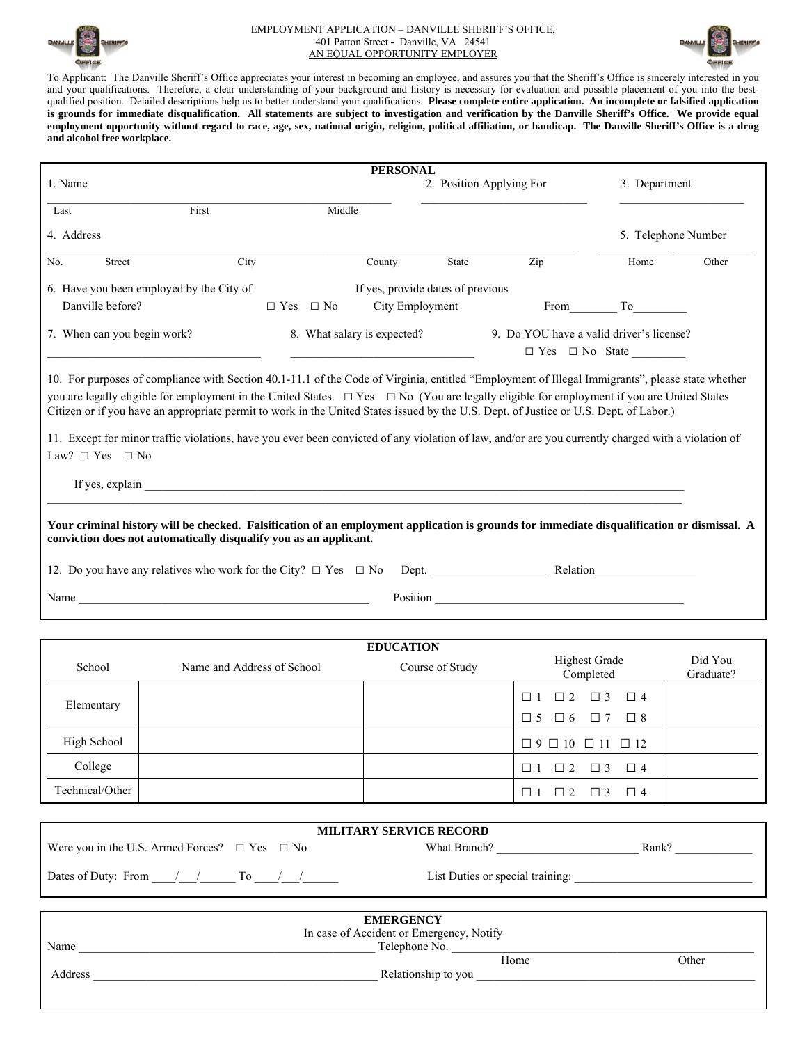EMPLOYMENT APPLICATION – DANVILLE SHERIFF'S OFFICE,
401 Patton Street - Danville, VA 24541
AN EQUAL OPPORTUNITY EMPLOYER

To Applicant: The Danville Sheriff's Office appreciates your interest in becoming an employee, and assures you that the Sheriff's Office is sincerely interested in you and your qualifications. Therefore, a clear understanding of your background and history is necessary for evaluation and possible placement of you into the best-qualified position. Detailed descriptions help us to better understand your qualifications. **Please complete entire application. An incomplete or falsified application is grounds for immediate disqualification. All statements are subject to investigation and verification by the Danville Sheriff's Office. We provide equal employment opportunity without regard to race, age, sex, national origin, religion, political affiliation, or handicap. The Danville Sheriff's Office is a drug and alcohol free workplace.**

## PERSONAL

1. Name ______________________________________ 2. Position Applying For ____________________ 3. Department ____________________

Last First Middle

4. Address ______________________________________ 5. Telephone Number ____________ ____________

No. Street City County State Zip Home Other

6. Have you been employed by the City of Danville before? ☐ Yes ☐ No If yes, provide dates of previous City Employment From________ To_________

7. When can you begin work? ____________________ 8. What salary is expected? ____________________ 9. Do YOU have a valid driver's license? ☐ Yes ☐ No State _________

10. For purposes of compliance with Section 40.1-11.1 of the Code of Virginia, entitled "Employment of Illegal Immigrants", please state whether you are legally eligible for employment in the United States. ☐ Yes ☐ No (You are legally eligible for employment if you are United States Citizen or if you have an appropriate permit to work in the United States issued by the U.S. Dept. of Justice or U.S. Dept. of Labor.)

11. Except for minor traffic violations, have you ever been convicted of any violation of law, and/or are you currently charged with a violation of Law? ☐ Yes ☐ No

If yes, explain ________________________________________________________________________

________________________________________________________________________________

**Your criminal history will be checked. Falsification of an employment application is grounds for immediate disqualification or dismissal. A conviction does not automatically disqualify you as an applicant.**

12. Do you have any relatives who work for the City? ☐ Yes ☐ No Dept. ____________________ Relation_________________

Name ______________________________________ Position ______________________________________

## EDUCATION

| School | Name and Address of School | Course of Study | Highest Grade Completed | Did You Graduate? |
|---|---|---|---|---|
| Elementary | | | ☐ 1 ☐ 2 ☐ 3 ☐ 4 ☐ 5 ☐ 6 ☐ 7 ☐ 8 | |
| High School | | | ☐ 9 ☐ 10 ☐ 11 ☐ 12 | |
| College | | | ☐ 1 ☐ 2 ☐ 3 ☐ 4 | |
| Technical/Other | | | ☐ 1 ☐ 2 ☐ 3 ☐ 4 | |

## MILITARY SERVICE RECORD

Were you in the U.S. Armed Forces? ☐ Yes ☐ No What Branch? ________________________ Rank? _____________

Dates of Duty: From ____/___/______ To ____/___/______ List Duties or special training: ______________________________

## EMERGENCY

In case of Accident or Emergency, Notify

Name __________________________________________________ Telephone No. ______________________________________________

Home Other

Address ________________________________________________ Relationship to you ____________________________________________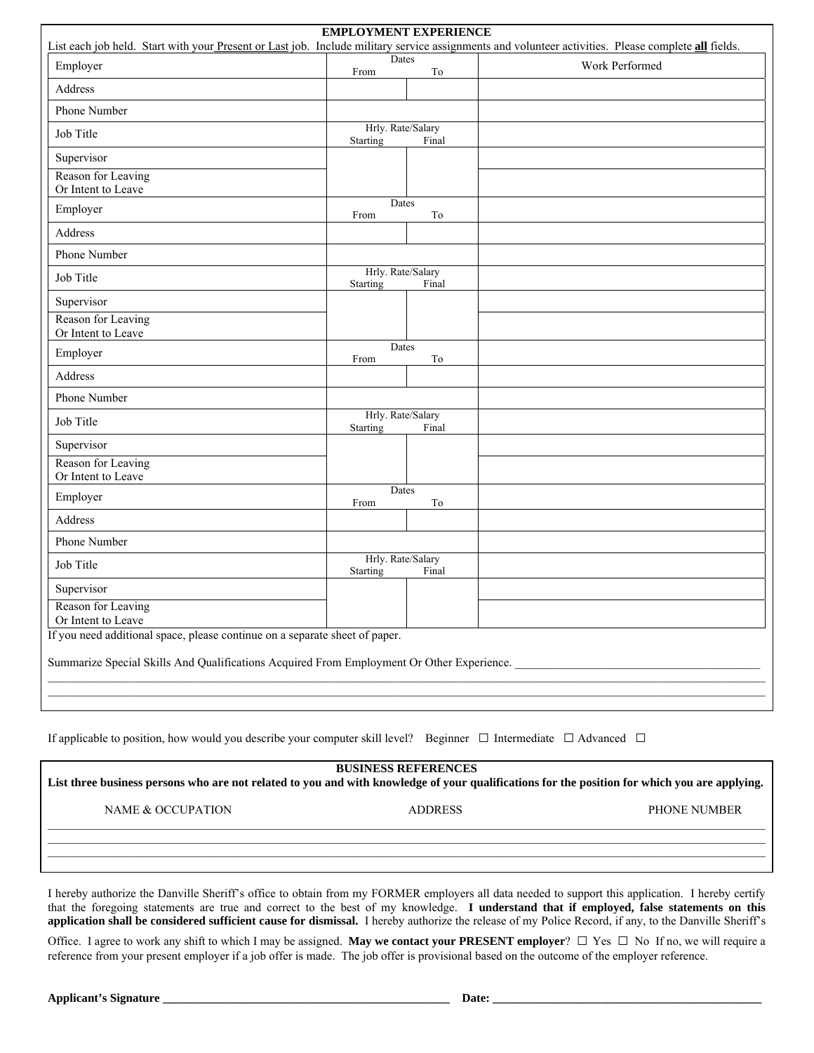## EMPLOYMENT EXPERIENCE

List each job held. Start with your Present or Last job. Include military service assignments and volunteer activities. Please complete **all** fields.

| | | | |
|---|---|---|---|
| Employer | Dates From | To | Work Performed |
| Address | | | |
| Phone Number | | | |
| Job Title | Hrly. Rate/Salary Starting | Final | |
| Supervisor | | | |
| Reason for Leaving Or Intent to Leave | | | |
| Employer | Dates From | To | |
| Address | | | |
| Phone Number | | | |
| Job Title | Hrly. Rate/Salary Starting | Final | |
| Supervisor | | | |
| Reason for Leaving Or Intent to Leave | | | |
| Employer | Dates From | To | |
| Address | | | |
| Phone Number | | | |
| Job Title | Hrly. Rate/Salary Starting | Final | |
| Supervisor | | | |
| Reason for Leaving Or Intent to Leave | | | |
| Employer | Dates From | To | |
| Address | | | |
| Phone Number | | | |
| Job Title | Hrly. Rate/Salary Starting | Final | |
| Supervisor | | | |
| Reason for Leaving Or Intent to Leave | | | |

If you need additional space, please continue on a separate sheet of paper.

Summarize Special Skills And Qualifications Acquired From Employment Or Other Experience. ________________________________________

________________________________________________________________________________

________________________________________________________________________________

If applicable to position, how would you describe your computer skill level? Beginner ☐ Intermediate ☐ Advanced ☐

## BUSINESS REFERENCES

**List three business persons who are not related to you and with knowledge of your qualifications for the position for which you are applying.**

| NAME & OCCUPATION | ADDRESS | PHONE NUMBER |
|---|---|---|
| | | |
| | | |
| | | |

I hereby authorize the Danville Sheriff's office to obtain from my FORMER employers all data needed to support this application. I hereby certify that the foregoing statements are true and correct to the best of my knowledge. **I understand that if employed, false statements on this application shall be considered sufficient cause for dismissal.** I hereby authorize the release of my Police Record, if any, to the Danville Sheriff's Office. I agree to work any shift to which I may be assigned. **May we contact your PRESENT employer**? ☐ Yes ☐ No If no, we will require a reference from your present employer if a job offer is made. The job offer is provisional based on the outcome of the employer reference.

**Applicant's Signature ________________________________________ Date: ________________________________________**